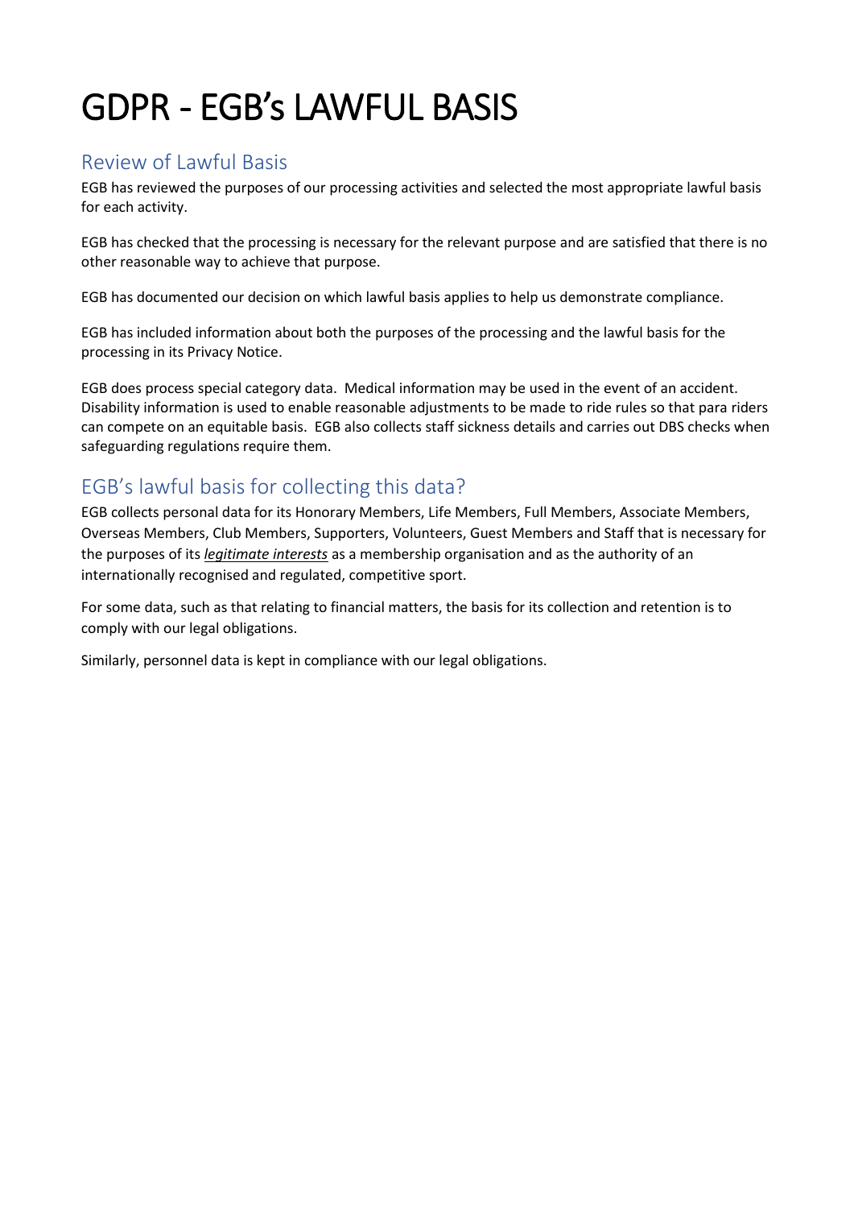# GDPR - EGB's LAWFUL BASIS

## Review of Lawful Basis

EGB has reviewed the purposes of our processing activities and selected the most appropriate lawful basis for each activity.

EGB has checked that the processing is necessary for the relevant purpose and are satisfied that there is no other reasonable way to achieve that purpose.

EGB has documented our decision on which lawful basis applies to help us demonstrate compliance.

EGB has included information about both the purposes of the processing and the lawful basis for the processing in its Privacy Notice.

EGB does process special category data. Medical information may be used in the event of an accident. Disability information is used to enable reasonable adjustments to be made to ride rules so that para riders can compete on an equitable basis. EGB also collects staff sickness details and carries out DBS checks when safeguarding regulations require them.

## EGB's lawful basis for collecting this data?

EGB collects personal data for its Honorary Members, Life Members, Full Members, Associate Members, Overseas Members, Club Members, Supporters, Volunteers, Guest Members and Staff that is necessary for the purposes of its ***legitimate interests*** as a membership organisation and as the authority of an internationally recognised and regulated, competitive sport.

For some data, such as that relating to financial matters, the basis for its collection and retention is to comply with our legal obligations.

Similarly, personnel data is kept in compliance with our legal obligations.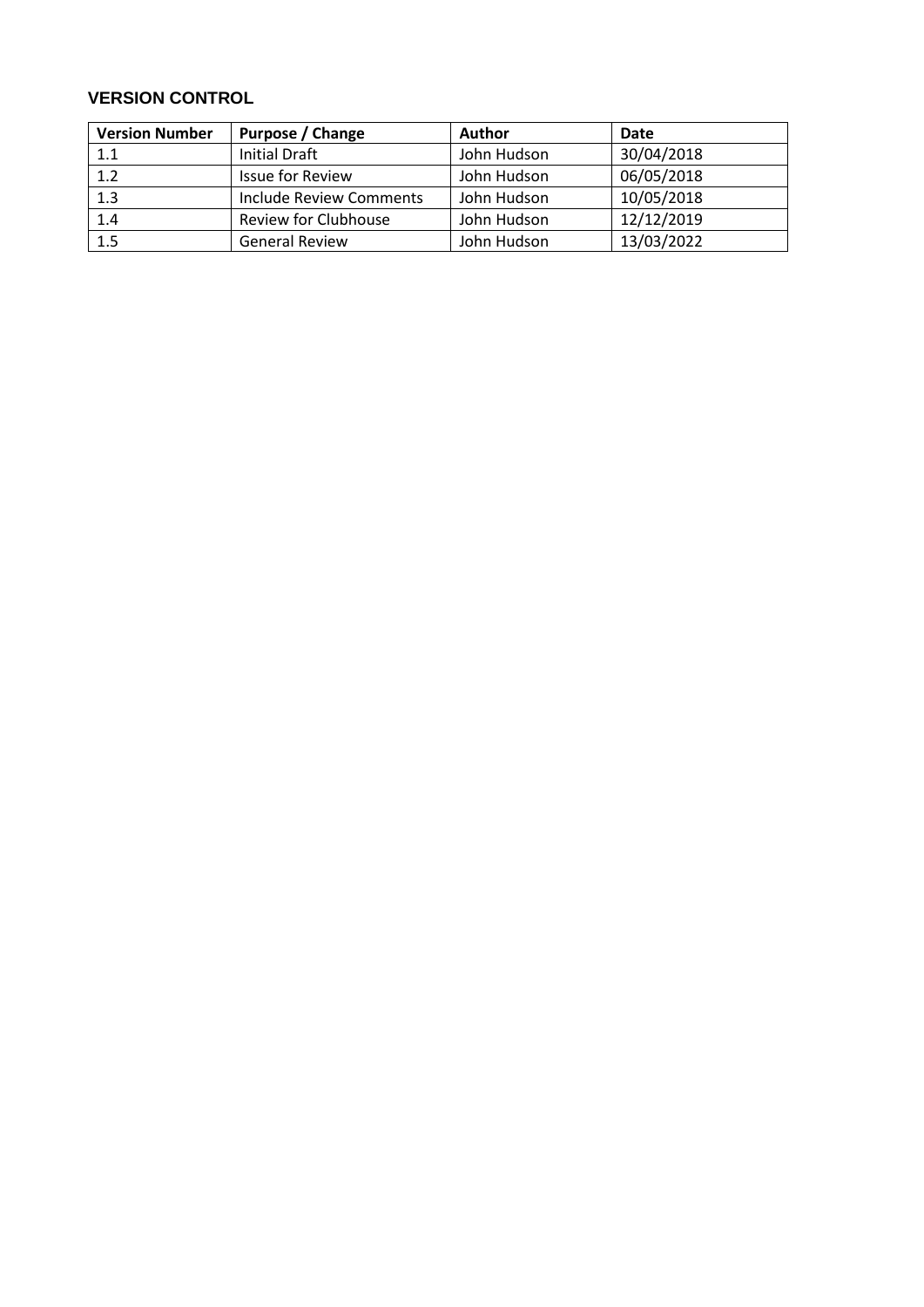## VERSION CONTROL

| Version Number | Purpose / Change | Author | Date |
| --- | --- | --- | --- |
| 1.1 | Initial Draft | John Hudson | 30/04/2018 |
| 1.2 | Issue for Review | John Hudson | 06/05/2018 |
| 1.3 | Include Review Comments | John Hudson | 10/05/2018 |
| 1.4 | Review for Clubhouse | John Hudson | 12/12/2019 |
| 1.5 | General Review | John Hudson | 13/03/2022 |